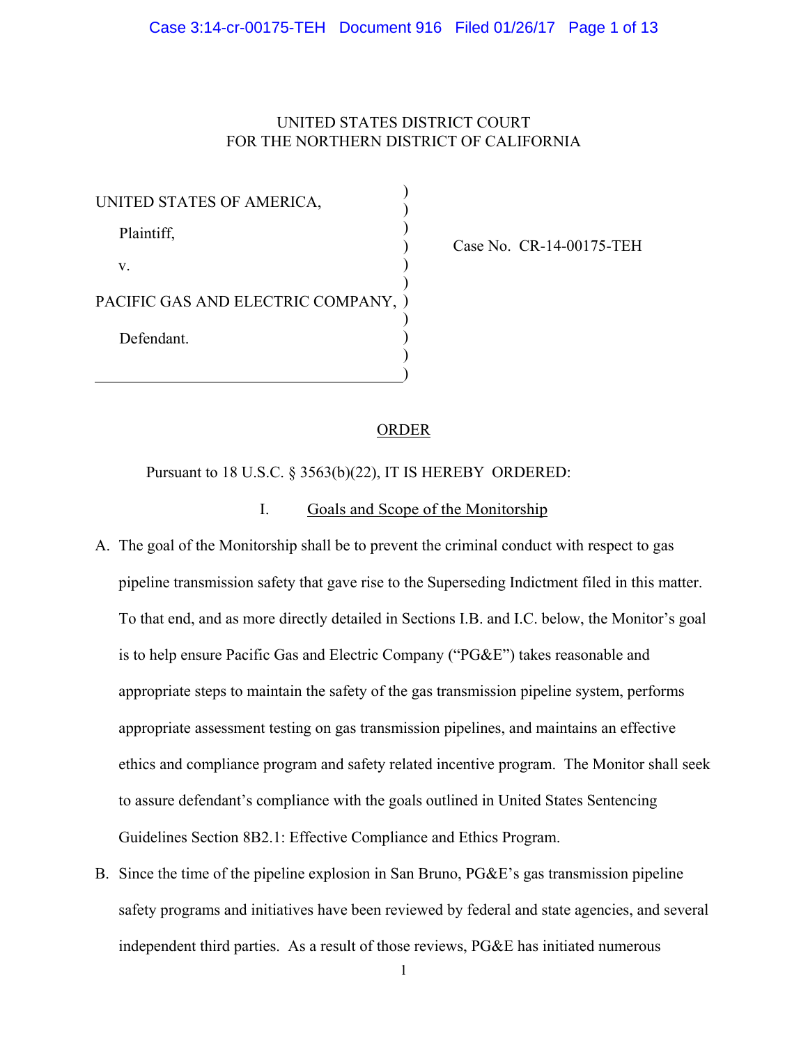UNITED STATES DISTRICT COURT
FOR THE NORTHERN DISTRICT OF CALIFORNIA

UNITED STATES OF AMERICA,

Plaintiff,

v.

PACIFIC GAS AND ELECTRIC COMPANY,

Defendant.

Case No. CR-14-00175-TEH

## ORDER

Pursuant to 18 U.S.C. § 3563(b)(22), IT IS HEREBY ORDERED:

### I. Goals and Scope of the Monitorship

A. The goal of the Monitorship shall be to prevent the criminal conduct with respect to gas pipeline transmission safety that gave rise to the Superseding Indictment filed in this matter. To that end, and as more directly detailed in Sections I.B. and I.C. below, the Monitor's goal is to help ensure Pacific Gas and Electric Company ("PG&E") takes reasonable and appropriate steps to maintain the safety of the gas transmission pipeline system, performs appropriate assessment testing on gas transmission pipelines, and maintains an effective ethics and compliance program and safety related incentive program. The Monitor shall seek to assure defendant's compliance with the goals outlined in United States Sentencing Guidelines Section 8B2.1: Effective Compliance and Ethics Program.

B. Since the time of the pipeline explosion in San Bruno, PG&E's gas transmission pipeline safety programs and initiatives have been reviewed by federal and state agencies, and several independent third parties. As a result of those reviews, PG&E has initiated numerous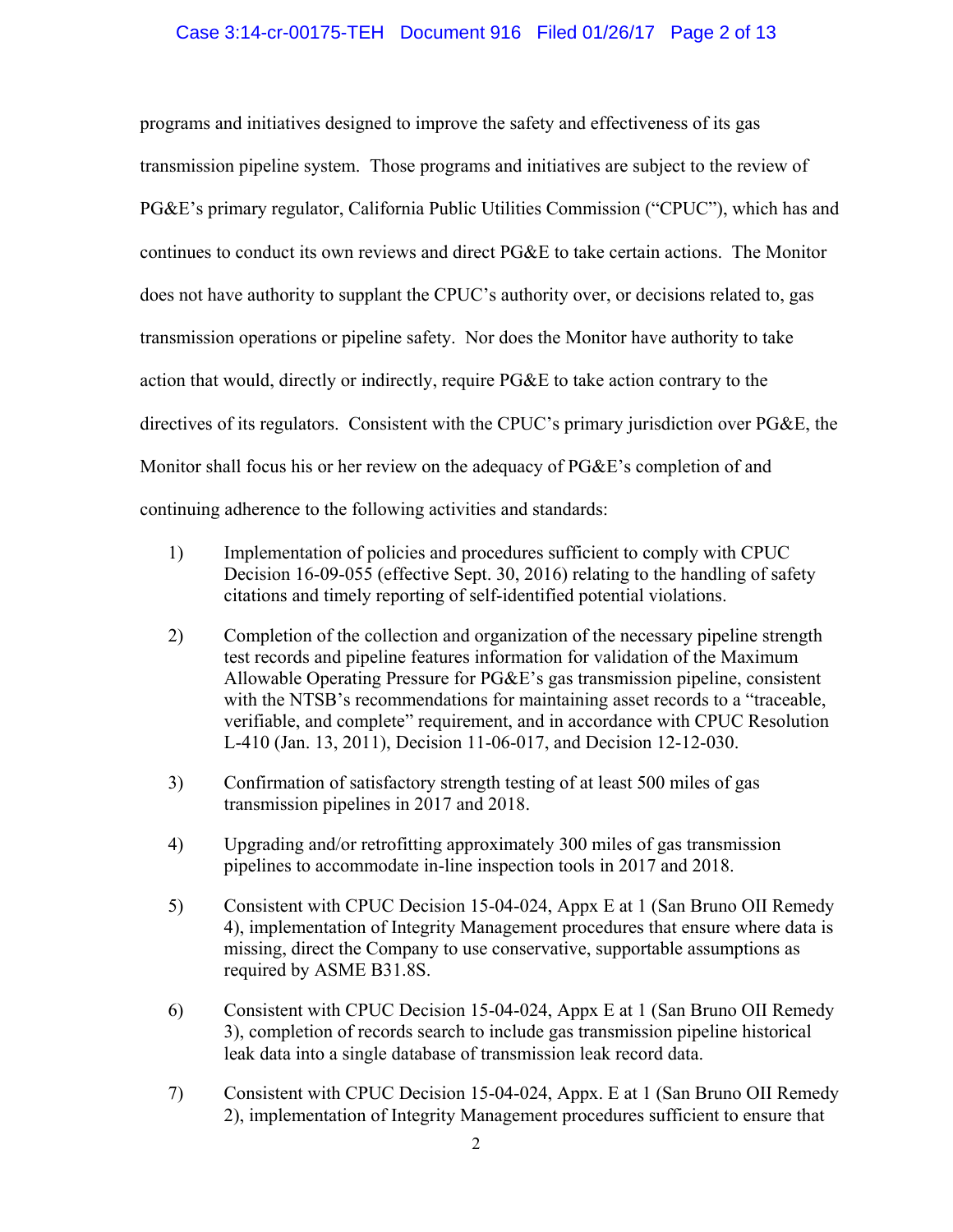programs and initiatives designed to improve the safety and effectiveness of its gas transmission pipeline system. Those programs and initiatives are subject to the review of PG&E's primary regulator, California Public Utilities Commission ("CPUC"), which has and continues to conduct its own reviews and direct PG&E to take certain actions. The Monitor does not have authority to supplant the CPUC's authority over, or decisions related to, gas transmission operations or pipeline safety. Nor does the Monitor have authority to take action that would, directly or indirectly, require PG&E to take action contrary to the directives of its regulators. Consistent with the CPUC's primary jurisdiction over PG&E, the Monitor shall focus his or her review on the adequacy of PG&E's completion of and continuing adherence to the following activities and standards:

1) Implementation of policies and procedures sufficient to comply with CPUC Decision 16-09-055 (effective Sept. 30, 2016) relating to the handling of safety citations and timely reporting of self-identified potential violations.

2) Completion of the collection and organization of the necessary pipeline strength test records and pipeline features information for validation of the Maximum Allowable Operating Pressure for PG&E's gas transmission pipeline, consistent with the NTSB's recommendations for maintaining asset records to a "traceable, verifiable, and complete" requirement, and in accordance with CPUC Resolution L-410 (Jan. 13, 2011), Decision 11-06-017, and Decision 12-12-030.

3) Confirmation of satisfactory strength testing of at least 500 miles of gas transmission pipelines in 2017 and 2018.

4) Upgrading and/or retrofitting approximately 300 miles of gas transmission pipelines to accommodate in-line inspection tools in 2017 and 2018.

5) Consistent with CPUC Decision 15-04-024, Appx E at 1 (San Bruno OII Remedy 4), implementation of Integrity Management procedures that ensure where data is missing, direct the Company to use conservative, supportable assumptions as required by ASME B31.8S.

6) Consistent with CPUC Decision 15-04-024, Appx E at 1 (San Bruno OII Remedy 3), completion of records search to include gas transmission pipeline historical leak data into a single database of transmission leak record data.

7) Consistent with CPUC Decision 15-04-024, Appx. E at 1 (San Bruno OII Remedy 2), implementation of Integrity Management procedures sufficient to ensure that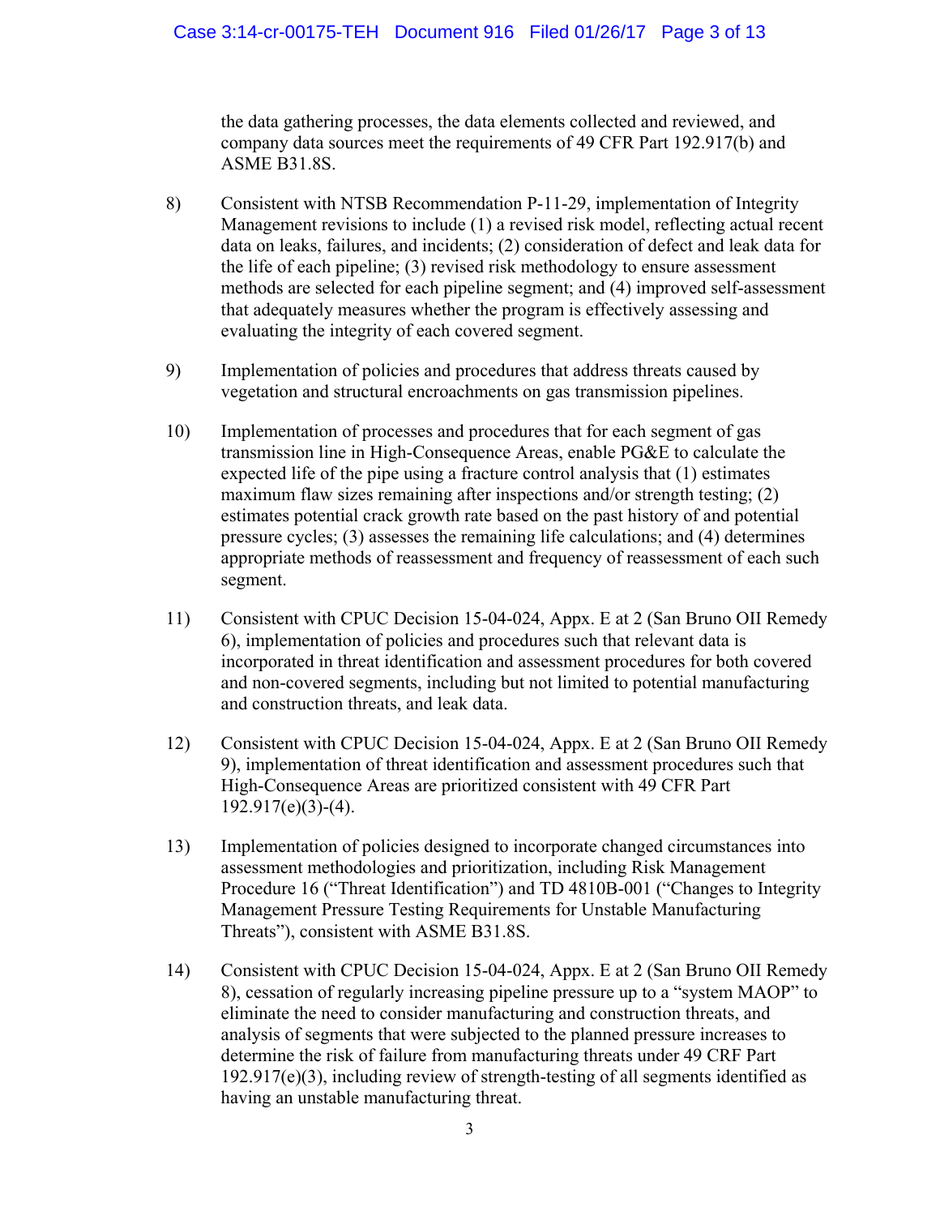the data gathering processes, the data elements collected and reviewed, and company data sources meet the requirements of 49 CFR Part 192.917(b) and ASME B31.8S.

8) Consistent with NTSB Recommendation P-11-29, implementation of Integrity Management revisions to include (1) a revised risk model, reflecting actual recent data on leaks, failures, and incidents; (2) consideration of defect and leak data for the life of each pipeline; (3) revised risk methodology to ensure assessment methods are selected for each pipeline segment; and (4) improved self-assessment that adequately measures whether the program is effectively assessing and evaluating the integrity of each covered segment.

9) Implementation of policies and procedures that address threats caused by vegetation and structural encroachments on gas transmission pipelines.

10) Implementation of processes and procedures that for each segment of gas transmission line in High-Consequence Areas, enable PG&E to calculate the expected life of the pipe using a fracture control analysis that (1) estimates maximum flaw sizes remaining after inspections and/or strength testing; (2) estimates potential crack growth rate based on the past history of and potential pressure cycles; (3) assesses the remaining life calculations; and (4) determines appropriate methods of reassessment and frequency of reassessment of each such segment.

11) Consistent with CPUC Decision 15-04-024, Appx. E at 2 (San Bruno OII Remedy 6), implementation of policies and procedures such that relevant data is incorporated in threat identification and assessment procedures for both covered and non-covered segments, including but not limited to potential manufacturing and construction threats, and leak data.

12) Consistent with CPUC Decision 15-04-024, Appx. E at 2 (San Bruno OII Remedy 9), implementation of threat identification and assessment procedures such that High-Consequence Areas are prioritized consistent with 49 CFR Part 192.917(e)(3)-(4).

13) Implementation of policies designed to incorporate changed circumstances into assessment methodologies and prioritization, including Risk Management Procedure 16 ("Threat Identification") and TD 4810B-001 ("Changes to Integrity Management Pressure Testing Requirements for Unstable Manufacturing Threats"), consistent with ASME B31.8S.

14) Consistent with CPUC Decision 15-04-024, Appx. E at 2 (San Bruno OII Remedy 8), cessation of regularly increasing pipeline pressure up to a "system MAOP" to eliminate the need to consider manufacturing and construction threats, and analysis of segments that were subjected to the planned pressure increases to determine the risk of failure from manufacturing threats under 49 CRF Part 192.917(e)(3), including review of strength-testing of all segments identified as having an unstable manufacturing threat.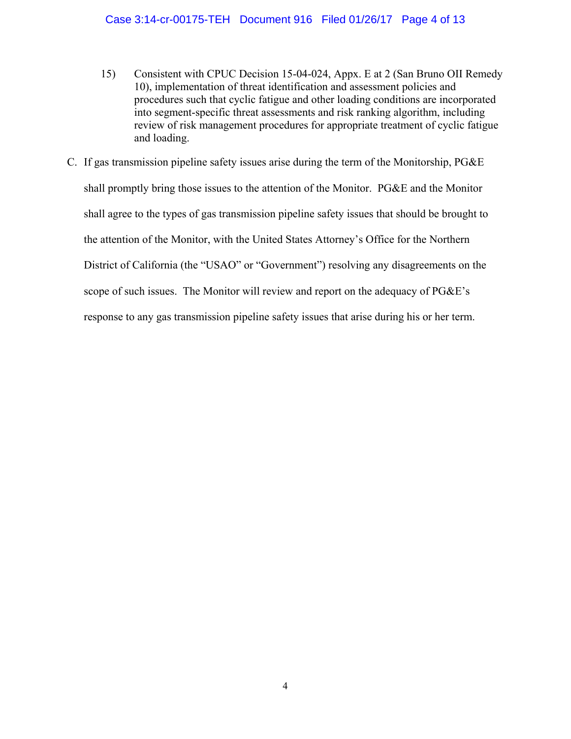15) Consistent with CPUC Decision 15-04-024, Appx. E at 2 (San Bruno OII Remedy 10), implementation of threat identification and assessment policies and procedures such that cyclic fatigue and other loading conditions are incorporated into segment-specific threat assessments and risk ranking algorithm, including review of risk management procedures for appropriate treatment of cyclic fatigue and loading.

C. If gas transmission pipeline safety issues arise during the term of the Monitorship, PG&E shall promptly bring those issues to the attention of the Monitor. PG&E and the Monitor shall agree to the types of gas transmission pipeline safety issues that should be brought to the attention of the Monitor, with the United States Attorney's Office for the Northern District of California (the "USAO" or "Government") resolving any disagreements on the scope of such issues. The Monitor will review and report on the adequacy of PG&E's response to any gas transmission pipeline safety issues that arise during his or her term.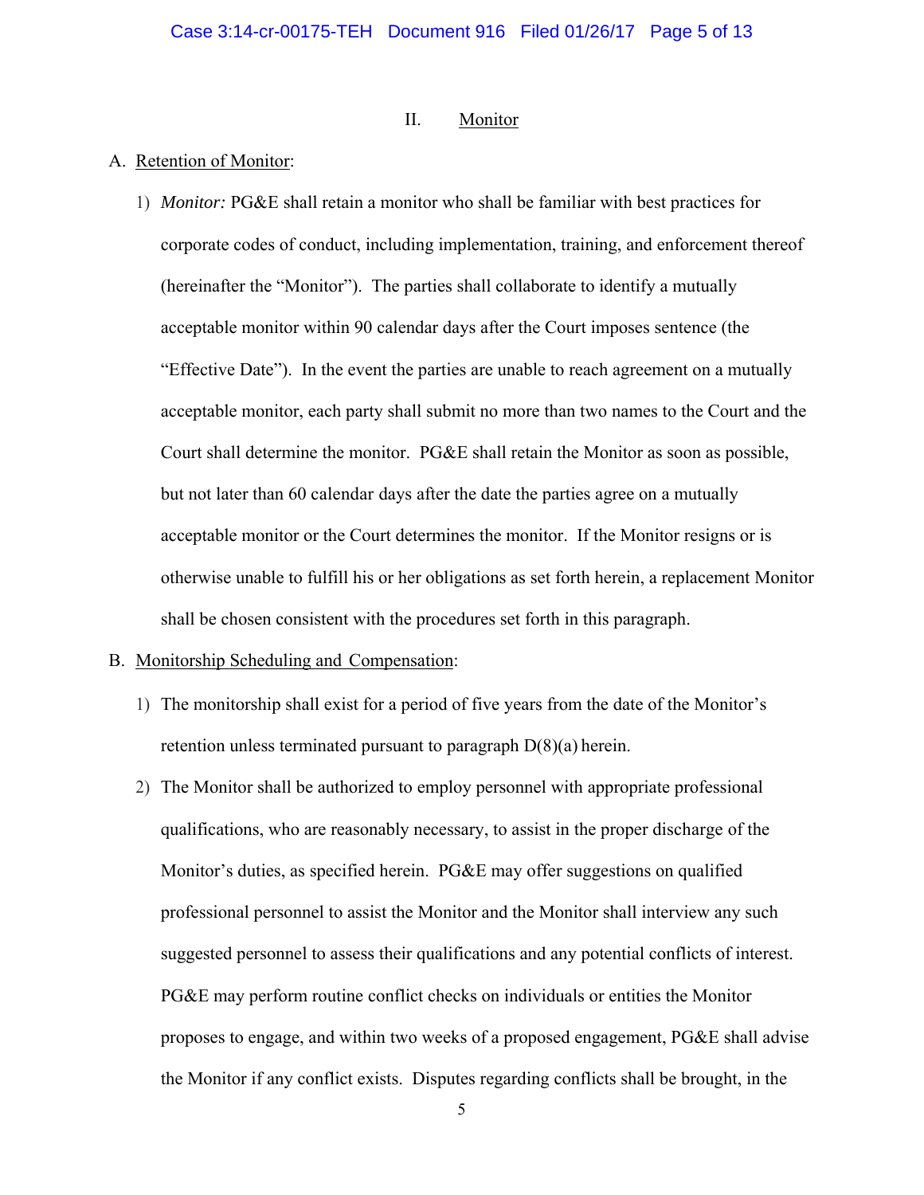## II. Monitor

A. Retention of Monitor:

1) *Monitor:* PG&E shall retain a monitor who shall be familiar with best practices for corporate codes of conduct, including implementation, training, and enforcement thereof (hereinafter the "Monitor"). The parties shall collaborate to identify a mutually acceptable monitor within 90 calendar days after the Court imposes sentence (the "Effective Date"). In the event the parties are unable to reach agreement on a mutually acceptable monitor, each party shall submit no more than two names to the Court and the Court shall determine the monitor. PG&E shall retain the Monitor as soon as possible, but not later than 60 calendar days after the date the parties agree on a mutually acceptable monitor or the Court determines the monitor. If the Monitor resigns or is otherwise unable to fulfill his or her obligations as set forth herein, a replacement Monitor shall be chosen consistent with the procedures set forth in this paragraph.

B. Monitorship Scheduling and Compensation:

1) The monitorship shall exist for a period of five years from the date of the Monitor's retention unless terminated pursuant to paragraph D(8)(a) herein.

2) The Monitor shall be authorized to employ personnel with appropriate professional qualifications, who are reasonably necessary, to assist in the proper discharge of the Monitor's duties, as specified herein. PG&E may offer suggestions on qualified professional personnel to assist the Monitor and the Monitor shall interview any such suggested personnel to assess their qualifications and any potential conflicts of interest. PG&E may perform routine conflict checks on individuals or entities the Monitor proposes to engage, and within two weeks of a proposed engagement, PG&E shall advise the Monitor if any conflict exists. Disputes regarding conflicts shall be brought, in the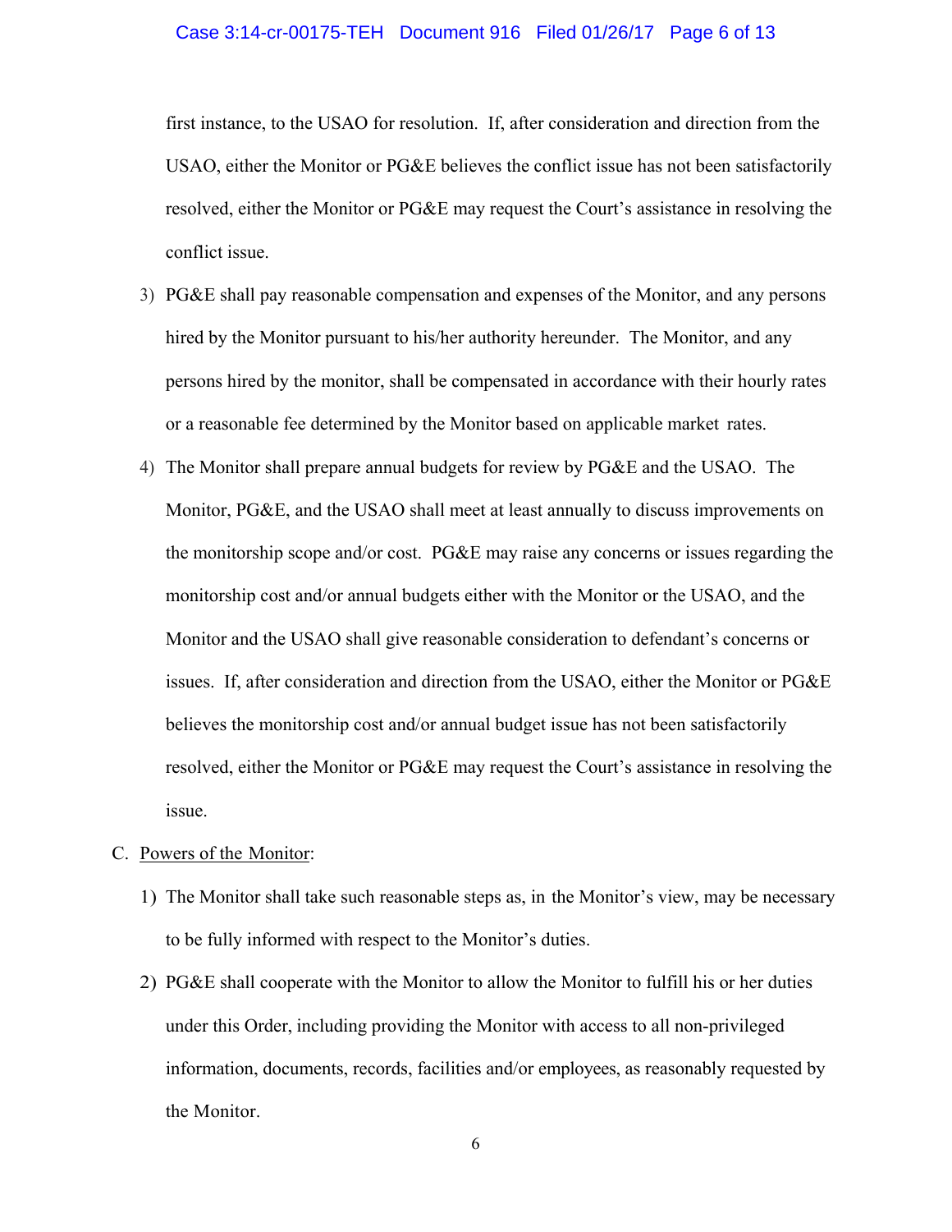first instance, to the USAO for resolution. If, after consideration and direction from the USAO, either the Monitor or PG&E believes the conflict issue has not been satisfactorily resolved, either the Monitor or PG&E may request the Court's assistance in resolving the conflict issue.

3) PG&E shall pay reasonable compensation and expenses of the Monitor, and any persons hired by the Monitor pursuant to his/her authority hereunder. The Monitor, and any persons hired by the monitor, shall be compensated in accordance with their hourly rates or a reasonable fee determined by the Monitor based on applicable market rates.

4) The Monitor shall prepare annual budgets for review by PG&E and the USAO. The Monitor, PG&E, and the USAO shall meet at least annually to discuss improvements on the monitorship scope and/or cost. PG&E may raise any concerns or issues regarding the monitorship cost and/or annual budgets either with the Monitor or the USAO, and the Monitor and the USAO shall give reasonable consideration to defendant's concerns or issues. If, after consideration and direction from the USAO, either the Monitor or PG&E believes the monitorship cost and/or annual budget issue has not been satisfactorily resolved, either the Monitor or PG&E may request the Court's assistance in resolving the issue.

C. <u>Powers of the Monitor</u>:

1) The Monitor shall take such reasonable steps as, in the Monitor's view, may be necessary to be fully informed with respect to the Monitor's duties.

2) PG&E shall cooperate with the Monitor to allow the Monitor to fulfill his or her duties under this Order, including providing the Monitor with access to all non-privileged information, documents, records, facilities and/or employees, as reasonably requested by the Monitor.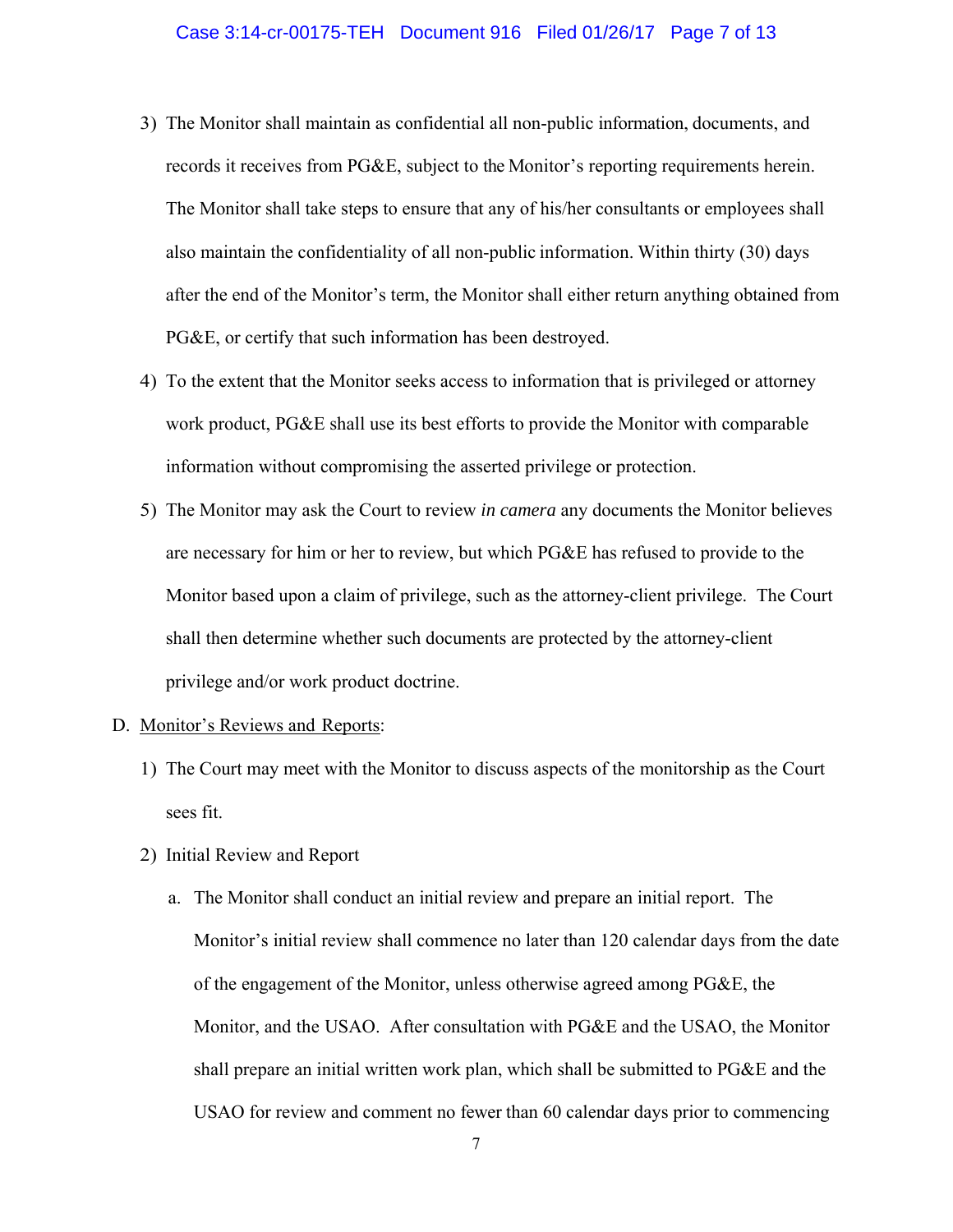3) The Monitor shall maintain as confidential all non-public information, documents, and records it receives from PG&E, subject to the Monitor's reporting requirements herein. The Monitor shall take steps to ensure that any of his/her consultants or employees shall also maintain the confidentiality of all non-public information. Within thirty (30) days after the end of the Monitor's term, the Monitor shall either return anything obtained from PG&E, or certify that such information has been destroyed.

4) To the extent that the Monitor seeks access to information that is privileged or attorney work product, PG&E shall use its best efforts to provide the Monitor with comparable information without compromising the asserted privilege or protection.

5) The Monitor may ask the Court to review *in camera* any documents the Monitor believes are necessary for him or her to review, but which PG&E has refused to provide to the Monitor based upon a claim of privilege, such as the attorney-client privilege. The Court shall then determine whether such documents are protected by the attorney-client privilege and/or work product doctrine.

D. Monitor's Reviews and Reports:

1) The Court may meet with the Monitor to discuss aspects of the monitorship as the Court sees fit.

2) Initial Review and Report

a. The Monitor shall conduct an initial review and prepare an initial report. The Monitor's initial review shall commence no later than 120 calendar days from the date of the engagement of the Monitor, unless otherwise agreed among PG&E, the Monitor, and the USAO. After consultation with PG&E and the USAO, the Monitor shall prepare an initial written work plan, which shall be submitted to PG&E and the USAO for review and comment no fewer than 60 calendar days prior to commencing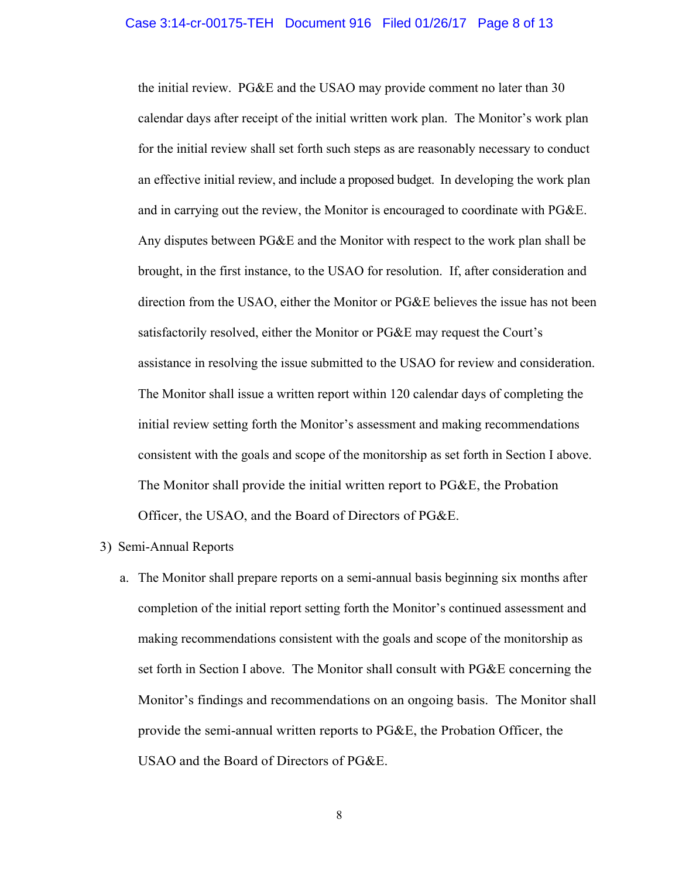the initial review. PG&E and the USAO may provide comment no later than 30 calendar days after receipt of the initial written work plan. The Monitor's work plan for the initial review shall set forth such steps as are reasonably necessary to conduct an effective initial review, and include a proposed budget. In developing the work plan and in carrying out the review, the Monitor is encouraged to coordinate with PG&E. Any disputes between PG&E and the Monitor with respect to the work plan shall be brought, in the first instance, to the USAO for resolution. If, after consideration and direction from the USAO, either the Monitor or PG&E believes the issue has not been satisfactorily resolved, either the Monitor or PG&E may request the Court's assistance in resolving the issue submitted to the USAO for review and consideration. The Monitor shall issue a written report within 120 calendar days of completing the initial review setting forth the Monitor's assessment and making recommendations consistent with the goals and scope of the monitorship as set forth in Section I above. The Monitor shall provide the initial written report to PG&E, the Probation Officer, the USAO, and the Board of Directors of PG&E.

3) Semi-Annual Reports

a. The Monitor shall prepare reports on a semi-annual basis beginning six months after completion of the initial report setting forth the Monitor's continued assessment and making recommendations consistent with the goals and scope of the monitorship as set forth in Section I above. The Monitor shall consult with PG&E concerning the Monitor's findings and recommendations on an ongoing basis. The Monitor shall provide the semi-annual written reports to PG&E, the Probation Officer, the USAO and the Board of Directors of PG&E.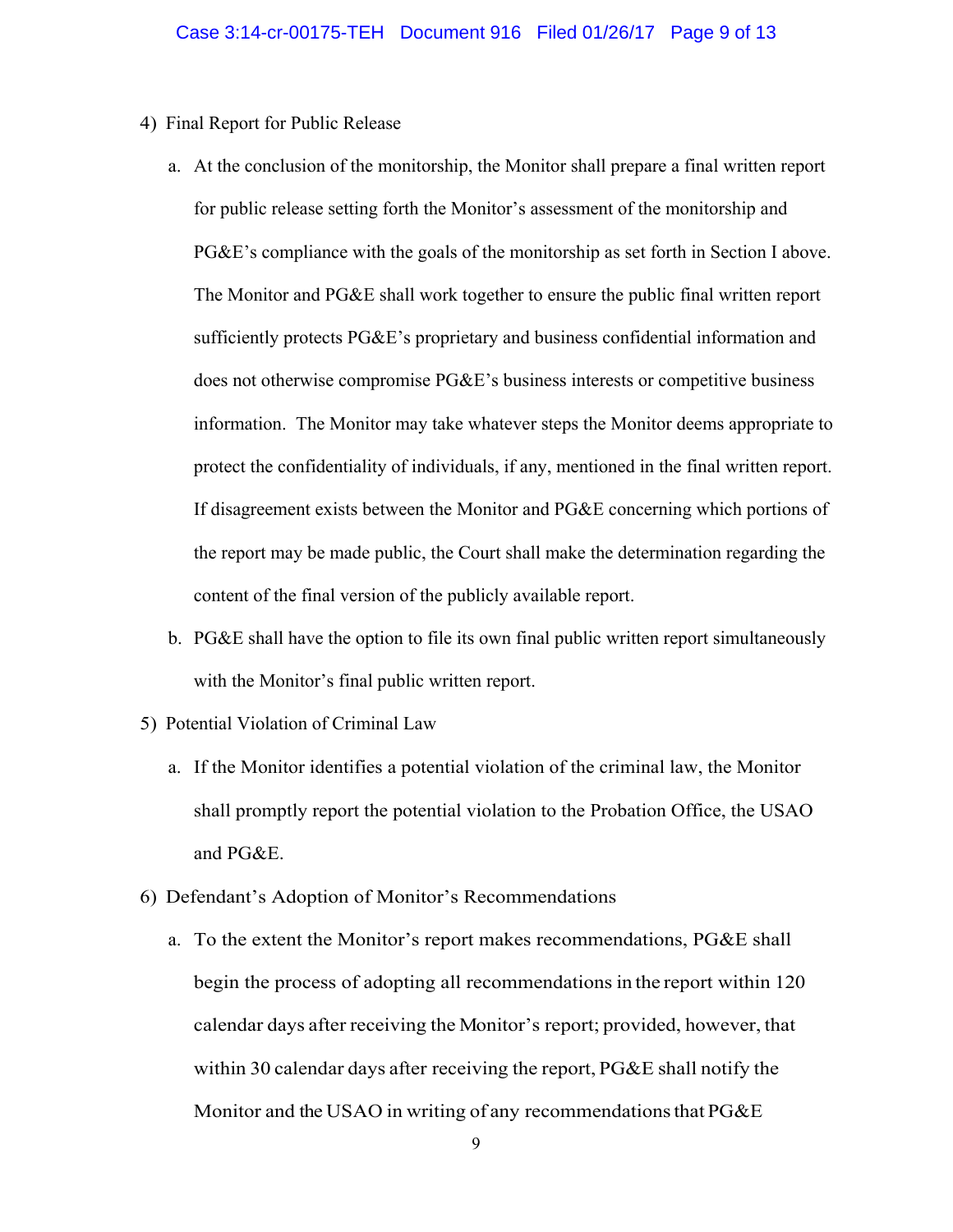4) Final Report for Public Release

   a. At the conclusion of the monitorship, the Monitor shall prepare a final written report for public release setting forth the Monitor's assessment of the monitorship and PG&E's compliance with the goals of the monitorship as set forth in Section I above. The Monitor and PG&E shall work together to ensure the public final written report sufficiently protects PG&E's proprietary and business confidential information and does not otherwise compromise PG&E's business interests or competitive business information. The Monitor may take whatever steps the Monitor deems appropriate to protect the confidentiality of individuals, if any, mentioned in the final written report. If disagreement exists between the Monitor and PG&E concerning which portions of the report may be made public, the Court shall make the determination regarding the content of the final version of the publicly available report.

   b. PG&E shall have the option to file its own final public written report simultaneously with the Monitor's final public written report.

5) Potential Violation of Criminal Law

   a. If the Monitor identifies a potential violation of the criminal law, the Monitor shall promptly report the potential violation to the Probation Office, the USAO and PG&E.

6) Defendant's Adoption of Monitor's Recommendations

   a. To the extent the Monitor's report makes recommendations, PG&E shall begin the process of adopting all recommendations in the report within 120 calendar days after receiving the Monitor's report; provided, however, that within 30 calendar days after receiving the report, PG&E shall notify the Monitor and the USAO in writing of any recommendations that PG&E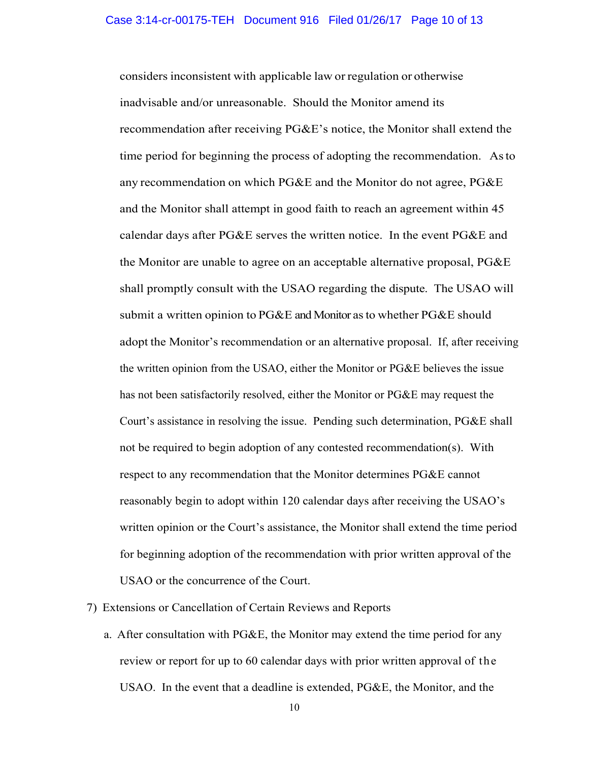considers inconsistent with applicable law or regulation or otherwise inadvisable and/or unreasonable. Should the Monitor amend its recommendation after receiving PG&E's notice, the Monitor shall extend the time period for beginning the process of adopting the recommendation. As to any recommendation on which PG&E and the Monitor do not agree, PG&E and the Monitor shall attempt in good faith to reach an agreement within 45 calendar days after PG&E serves the written notice. In the event PG&E and the Monitor are unable to agree on an acceptable alternative proposal, PG&E shall promptly consult with the USAO regarding the dispute. The USAO will submit a written opinion to PG&E and Monitor as to whether PG&E should adopt the Monitor's recommendation or an alternative proposal. If, after receiving the written opinion from the USAO, either the Monitor or PG&E believes the issue has not been satisfactorily resolved, either the Monitor or PG&E may request the Court's assistance in resolving the issue. Pending such determination, PG&E shall not be required to begin adoption of any contested recommendation(s). With respect to any recommendation that the Monitor determines PG&E cannot reasonably begin to adopt within 120 calendar days after receiving the USAO's written opinion or the Court's assistance, the Monitor shall extend the time period for beginning adoption of the recommendation with prior written approval of the USAO or the concurrence of the Court.

7) Extensions or Cancellation of Certain Reviews and Reports

   a. After consultation with PG&E, the Monitor may extend the time period for any review or report for up to 60 calendar days with prior written approval of the USAO. In the event that a deadline is extended, PG&E, the Monitor, and the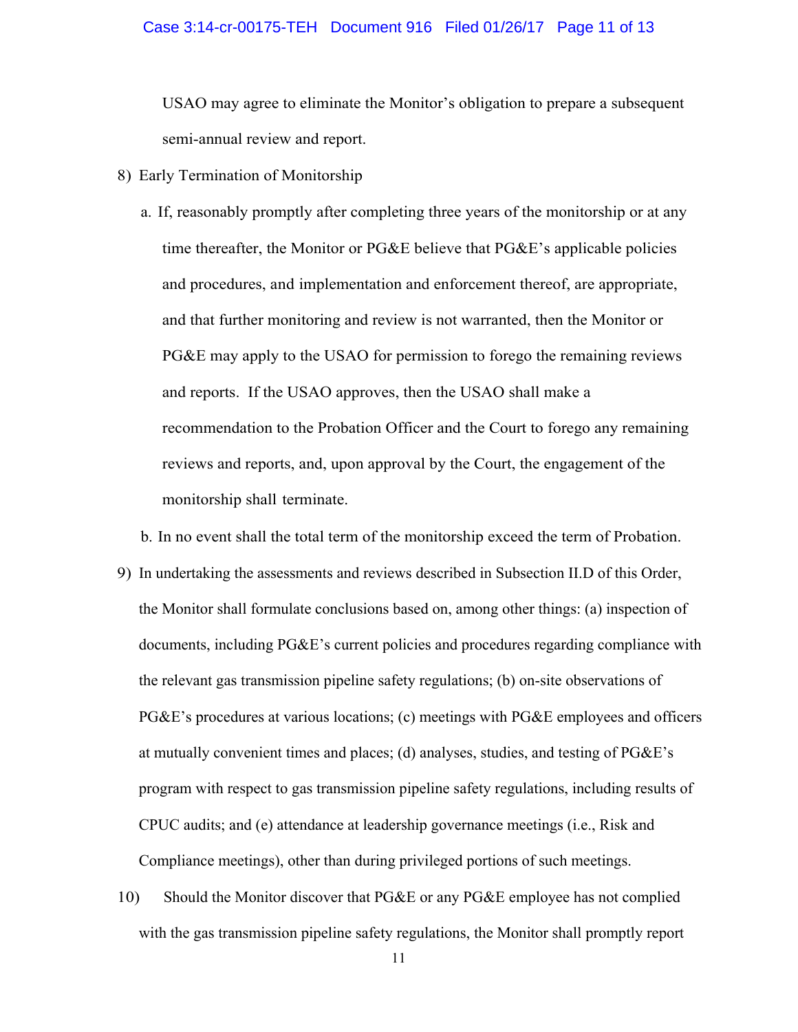USAO may agree to eliminate the Monitor's obligation to prepare a subsequent semi-annual review and report.

8) Early Termination of Monitorship

   a. If, reasonably promptly after completing three years of the monitorship or at any time thereafter, the Monitor or PG&E believe that PG&E's applicable policies and procedures, and implementation and enforcement thereof, are appropriate, and that further monitoring and review is not warranted, then the Monitor or PG&E may apply to the USAO for permission to forego the remaining reviews and reports. If the USAO approves, then the USAO shall make a recommendation to the Probation Officer and the Court to forego any remaining reviews and reports, and, upon approval by the Court, the engagement of the monitorship shall terminate.

   b. In no event shall the total term of the monitorship exceed the term of Probation.

9) In undertaking the assessments and reviews described in Subsection II.D of this Order, the Monitor shall formulate conclusions based on, among other things: (a) inspection of documents, including PG&E's current policies and procedures regarding compliance with the relevant gas transmission pipeline safety regulations; (b) on-site observations of PG&E's procedures at various locations; (c) meetings with PG&E employees and officers at mutually convenient times and places; (d) analyses, studies, and testing of PG&E's program with respect to gas transmission pipeline safety regulations, including results of CPUC audits; and (e) attendance at leadership governance meetings (i.e., Risk and Compliance meetings), other than during privileged portions of such meetings.

10) Should the Monitor discover that PG&E or any PG&E employee has not complied with the gas transmission pipeline safety regulations, the Monitor shall promptly report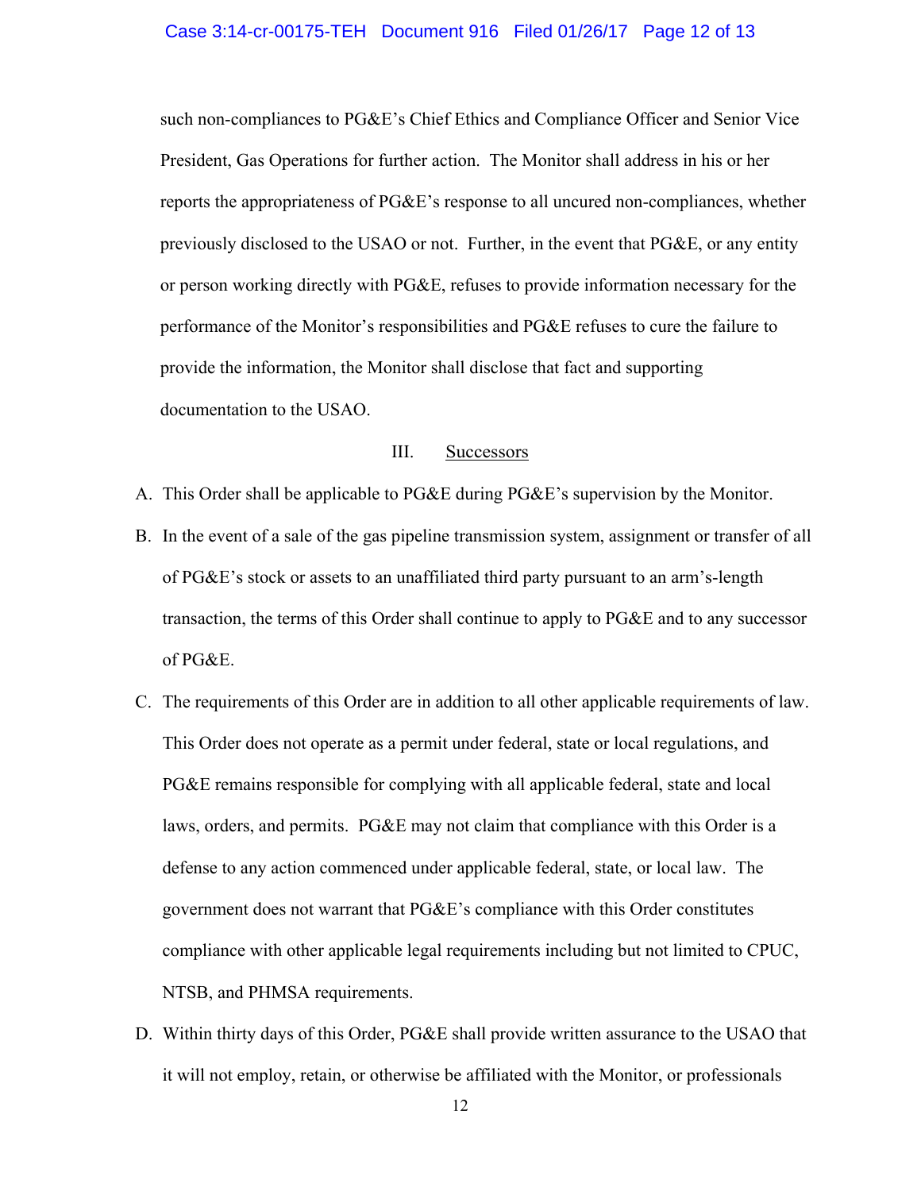such non-compliances to PG&E's Chief Ethics and Compliance Officer and Senior Vice President, Gas Operations for further action. The Monitor shall address in his or her reports the appropriateness of PG&E's response to all uncured non-compliances, whether previously disclosed to the USAO or not. Further, in the event that PG&E, or any entity or person working directly with PG&E, refuses to provide information necessary for the performance of the Monitor's responsibilities and PG&E refuses to cure the failure to provide the information, the Monitor shall disclose that fact and supporting documentation to the USAO.

## III. Successors

A. This Order shall be applicable to PG&E during PG&E's supervision by the Monitor.

B. In the event of a sale of the gas pipeline transmission system, assignment or transfer of all of PG&E's stock or assets to an unaffiliated third party pursuant to an arm's-length transaction, the terms of this Order shall continue to apply to PG&E and to any successor of PG&E.

C. The requirements of this Order are in addition to all other applicable requirements of law. This Order does not operate as a permit under federal, state or local regulations, and PG&E remains responsible for complying with all applicable federal, state and local laws, orders, and permits. PG&E may not claim that compliance with this Order is a defense to any action commenced under applicable federal, state, or local law. The government does not warrant that PG&E's compliance with this Order constitutes compliance with other applicable legal requirements including but not limited to CPUC, NTSB, and PHMSA requirements.

D. Within thirty days of this Order, PG&E shall provide written assurance to the USAO that it will not employ, retain, or otherwise be affiliated with the Monitor, or professionals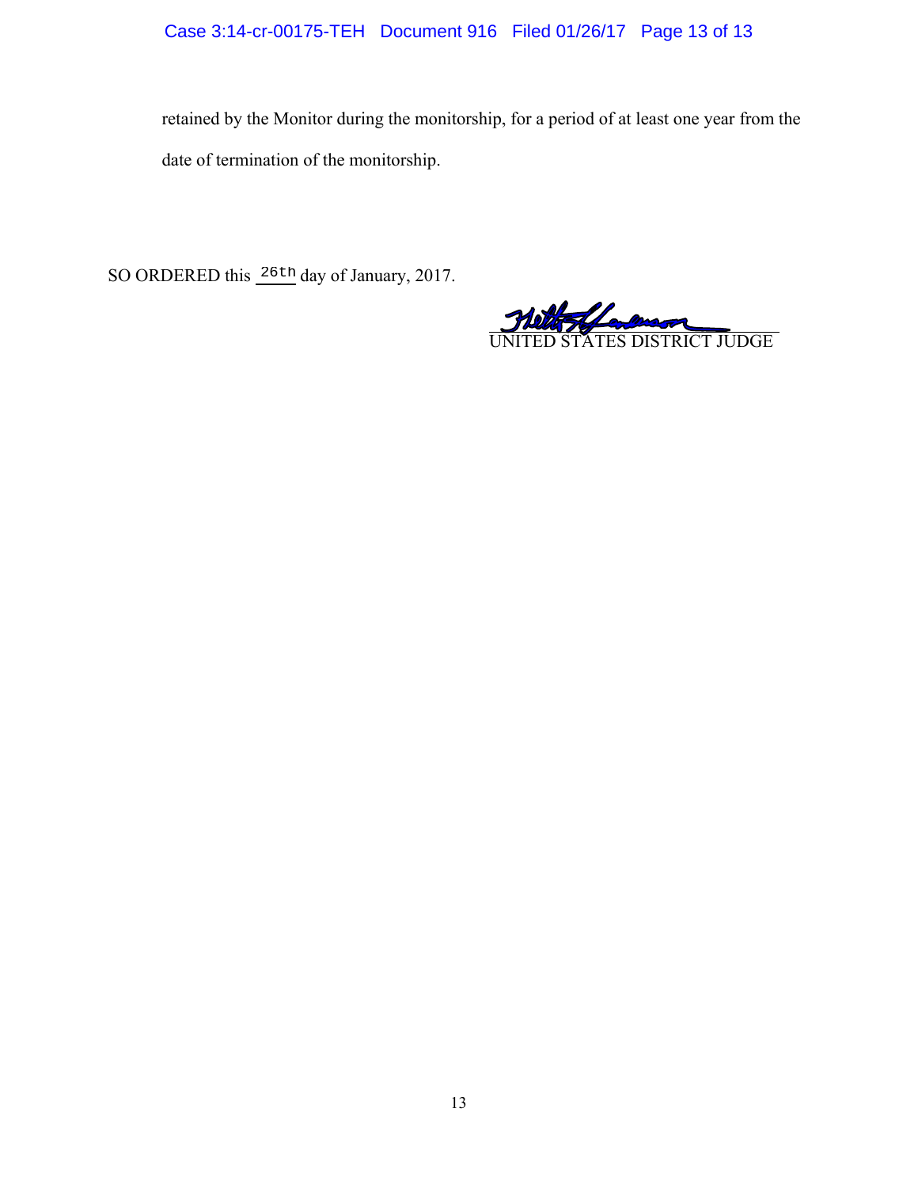retained by the Monitor during the monitorship, for a period of at least one year from the date of termination of the monitorship.

SO ORDERED this 26th day of January, 2017.

UNITED STATES DISTRICT JUDGE